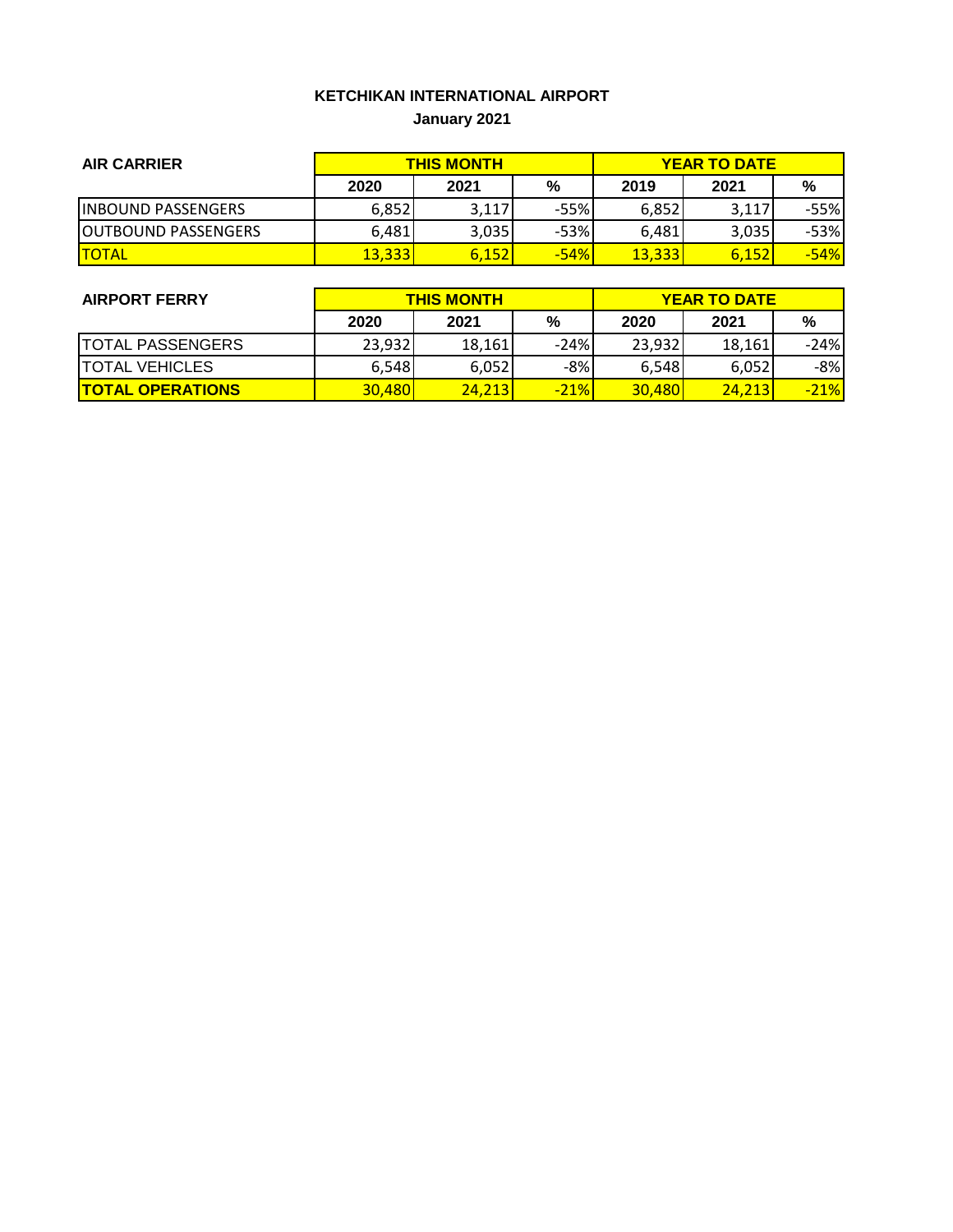**KETCHIKAN INTERNATIONAL AIRPORT**

**January 2021**

| AIR CARRIER | THIS MONTH | | | YEAR TO DATE | | |
|---|---|---|---|---|---|---|
| | 2020 | 2021 | % | 2019 | 2021 | % |
| INBOUND PASSENGERS | 6,852 | 3,117 | -55% | 6,852 | 3,117 | -55% |
| OUTBOUND PASSENGERS | 6,481 | 3,035 | -53% | 6,481 | 3,035 | -53% |
| TOTAL | 13,333 | 6,152 | -54% | 13,333 | 6,152 | -54% |

| AIRPORT FERRY | THIS MONTH | | | YEAR TO DATE | | |
|---|---|---|---|---|---|---|
| | 2020 | 2021 | % | 2020 | 2021 | % |
| TOTAL PASSENGERS | 23,932 | 18,161 | -24% | 23,932 | 18,161 | -24% |
| TOTAL VEHICLES | 6,548 | 6,052 | -8% | 6,548 | 6,052 | -8% |
| **TOTAL OPERATIONS** | 30,480 | 24,213 | -21% | 30,480 | 24,213 | -21% |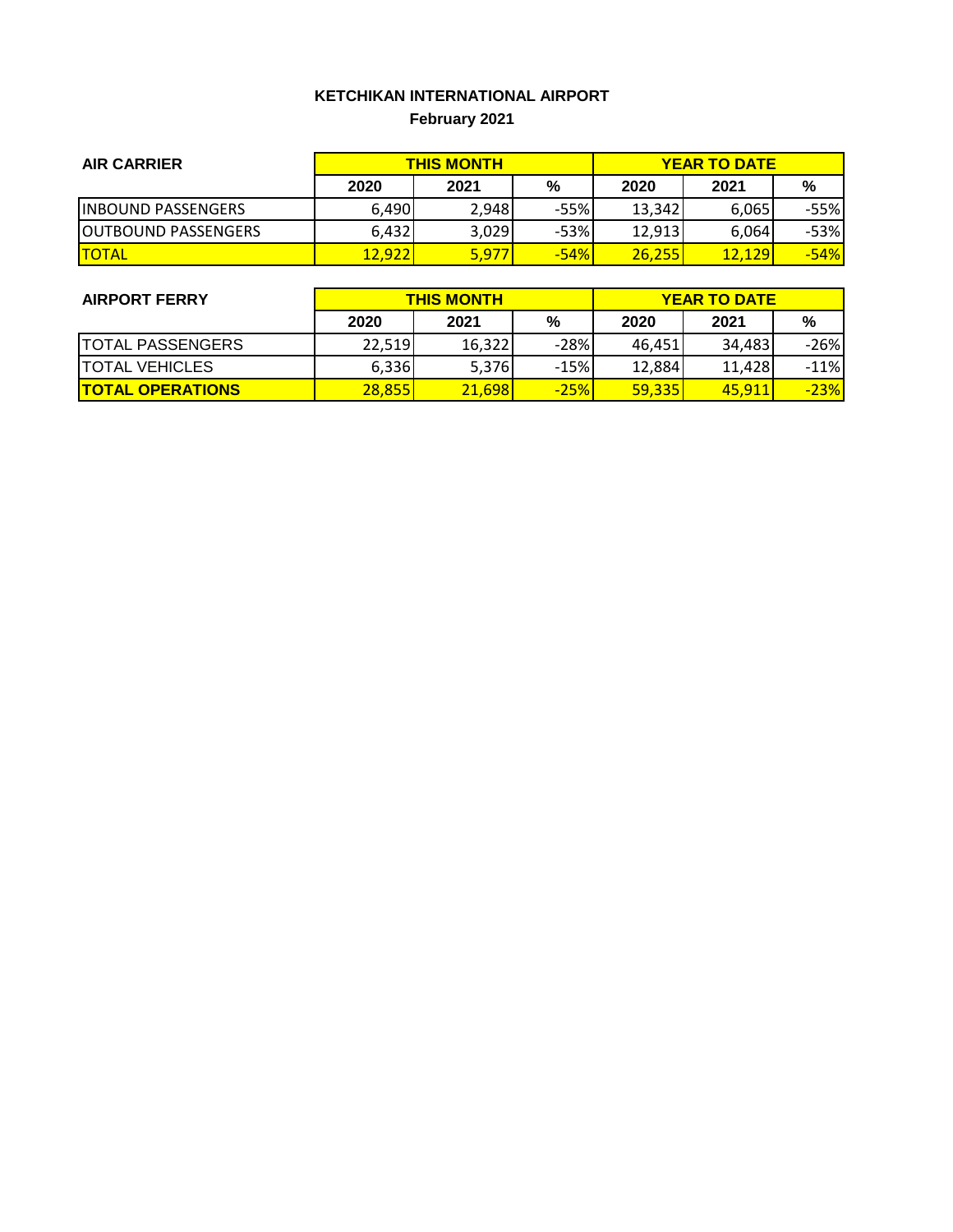**KETCHIKAN INTERNATIONAL AIRPORT**

**February 2021**

| AIR CARRIER | THIS MONTH | | | YEAR TO DATE | | |
|---|---|---|---|---|---|---|
| | 2020 | 2021 | % | 2020 | 2021 | % |
| INBOUND PASSENGERS | 6,490 | 2,948 | -55% | 13,342 | 6,065 | -55% |
| OUTBOUND PASSENGERS | 6,432 | 3,029 | -53% | 12,913 | 6,064 | -53% |
| TOTAL | 12,922 | 5,977 | -54% | 26,255 | 12,129 | -54% |

| AIRPORT FERRY | THIS MONTH | | | YEAR TO DATE | | |
|---|---|---|---|---|---|---|
| | 2020 | 2021 | % | 2020 | 2021 | % |
| TOTAL PASSENGERS | 22,519 | 16,322 | -28% | 46,451 | 34,483 | -26% |
| TOTAL VEHICLES | 6,336 | 5,376 | -15% | 12,884 | 11,428 | -11% |
| **TOTAL OPERATIONS** | 28,855 | 21,698 | -25% | 59,335 | 45,911 | -23% |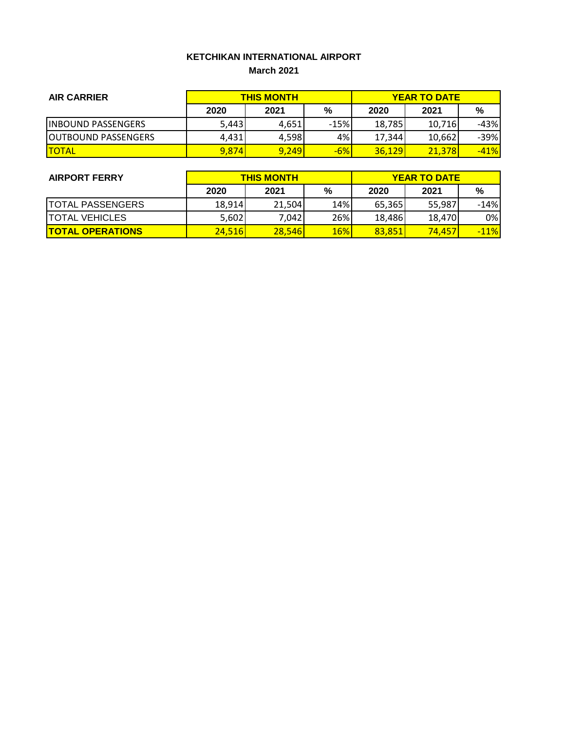# KETCHIKAN INTERNATIONAL AIRPORT

**March 2021**

| AIR CARRIER | THIS MONTH | | | YEAR TO DATE | | |
|---|---|---|---|---|---|---|
| | 2020 | 2021 | % | 2020 | 2021 | % |
| INBOUND PASSENGERS | 5,443 | 4,651 | -15% | 18,785 | 10,716 | -43% |
| OUTBOUND PASSENGERS | 4,431 | 4,598 | 4% | 17,344 | 10,662 | -39% |
| TOTAL | 9,874 | 9,249 | -6% | 36,129 | 21,378 | -41% |

| AIRPORT FERRY | THIS MONTH | | | YEAR TO DATE | | |
|---|---|---|---|---|---|---|
| | 2020 | 2021 | % | 2020 | 2021 | % |
| TOTAL PASSENGERS | 18,914 | 21,504 | 14% | 65,365 | 55,987 | -14% |
| TOTAL VEHICLES | 5,602 | 7,042 | 26% | 18,486 | 18,470 | 0% |
| **TOTAL OPERATIONS** | 24,516 | 28,546 | 16% | 83,851 | 74,457 | -11% |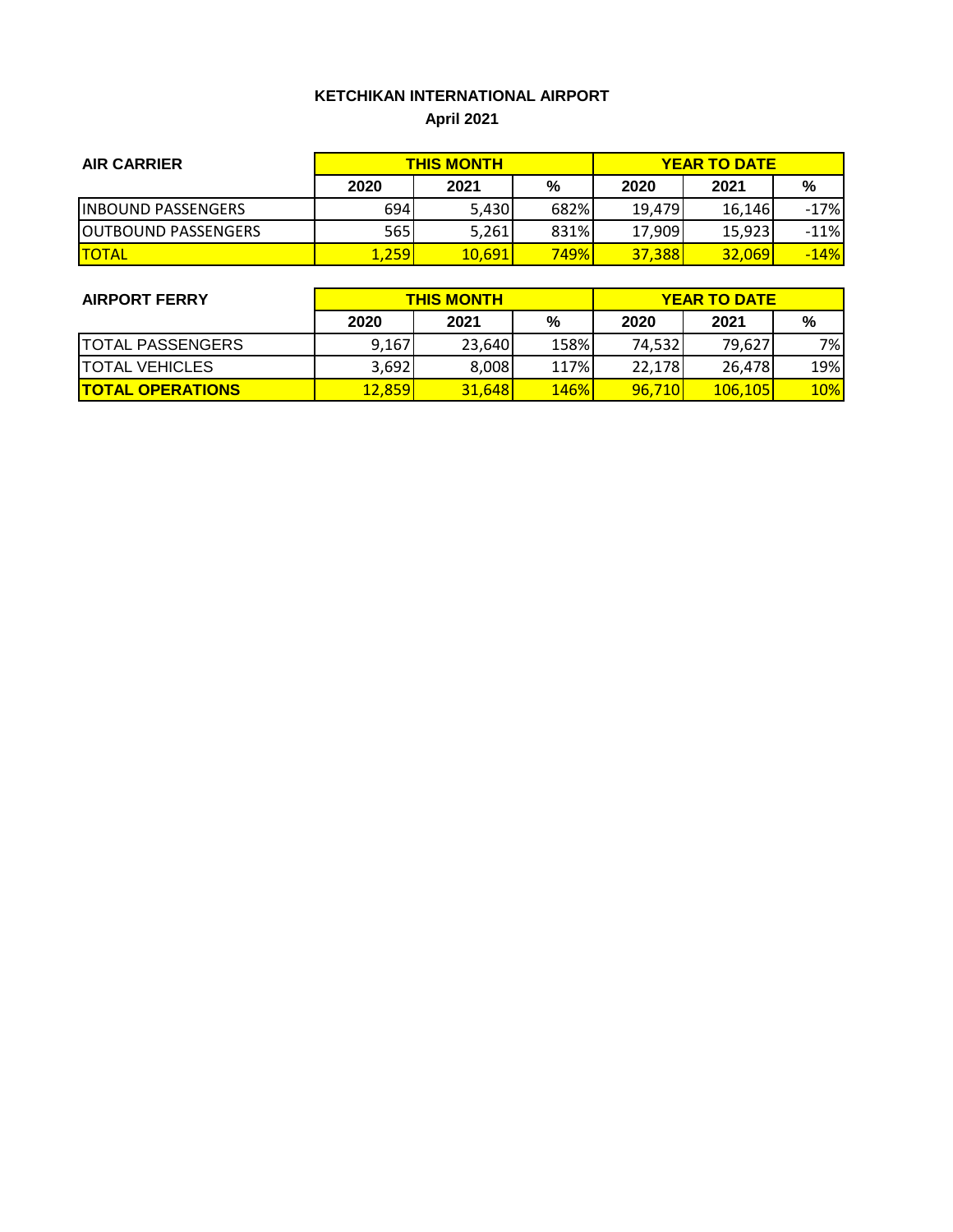**KETCHIKAN INTERNATIONAL AIRPORT**

**April 2021**

| AIR CARRIER | THIS MONTH | | | YEAR TO DATE | | |
|---|---|---|---|---|---|---|
| | 2020 | 2021 | % | 2020 | 2021 | % |
| INBOUND PASSENGERS | 694 | 5,430 | 682% | 19,479 | 16,146 | -17% |
| OUTBOUND PASSENGERS | 565 | 5,261 | 831% | 17,909 | 15,923 | -11% |
| TOTAL | 1,259 | 10,691 | 749% | 37,388 | 32,069 | -14% |

| AIRPORT FERRY | THIS MONTH | | | YEAR TO DATE | | |
|---|---|---|---|---|---|---|
| | 2020 | 2021 | % | 2020 | 2021 | % |
| TOTAL PASSENGERS | 9,167 | 23,640 | 158% | 74,532 | 79,627 | 7% |
| TOTAL VEHICLES | 3,692 | 8,008 | 117% | 22,178 | 26,478 | 19% |
| **TOTAL OPERATIONS** | 12,859 | 31,648 | 146% | 96,710 | 106,105 | 10% |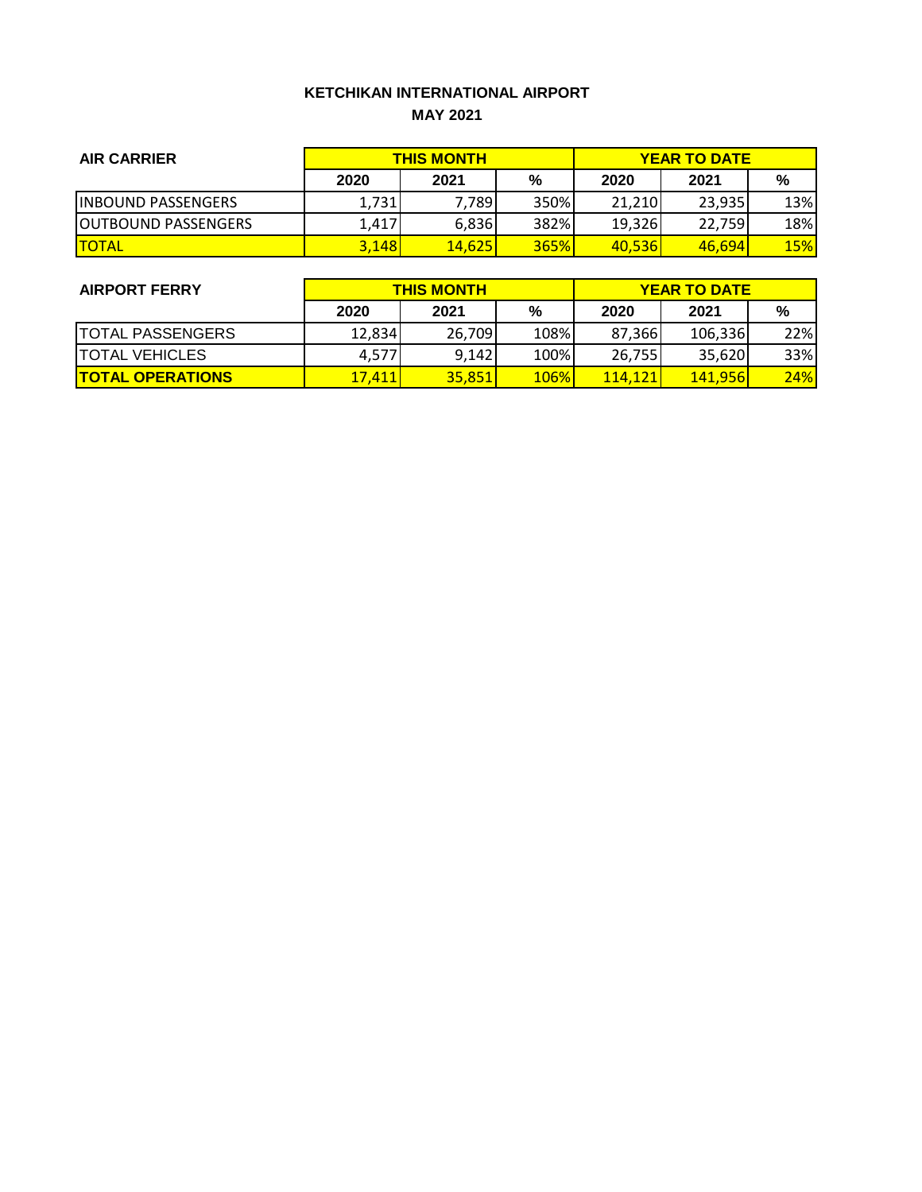## KETCHIKAN INTERNATIONAL AIRPORT

## MAY 2021

| AIR CARRIER | THIS MONTH | | | YEAR TO DATE | | |
|---|---|---|---|---|---|---|
| | 2020 | 2021 | % | 2020 | 2021 | % |
| INBOUND PASSENGERS | 1,731 | 7,789 | 350% | 21,210 | 23,935 | 13% |
| OUTBOUND PASSENGERS | 1,417 | 6,836 | 382% | 19,326 | 22,759 | 18% |
| TOTAL | 3,148 | 14,625 | 365% | 40,536 | 46,694 | 15% |

| AIRPORT FERRY | THIS MONTH | | | YEAR TO DATE | | |
|---|---|---|---|---|---|---|
| | 2020 | 2021 | % | 2020 | 2021 | % |
| TOTAL PASSENGERS | 12,834 | 26,709 | 108% | 87,366 | 106,336 | 22% |
| TOTAL VEHICLES | 4,577 | 9,142 | 100% | 26,755 | 35,620 | 33% |
| **TOTAL OPERATIONS** | 17,411 | 35,851 | 106% | 114,121 | 141,956 | 24% |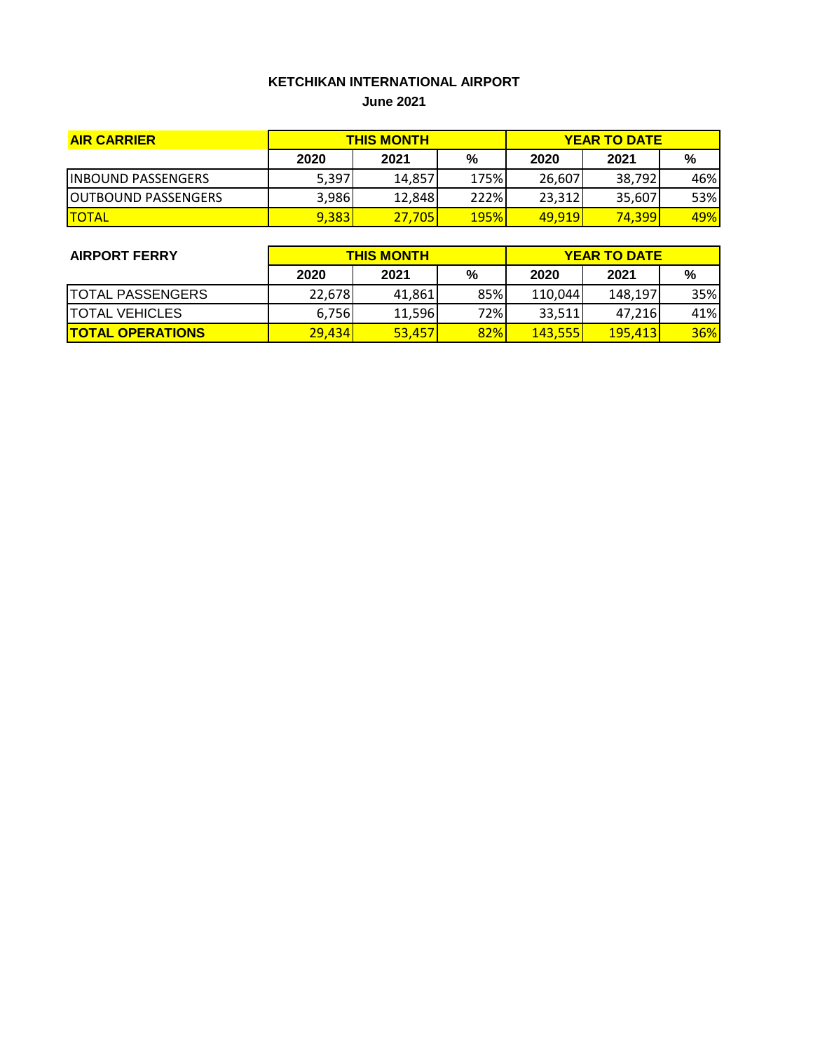**KETCHIKAN INTERNATIONAL AIRPORT**

**June 2021**

| AIR CARRIER | THIS MONTH | | | YEAR TO DATE | | |
|---|---|---|---|---|---|---|
| | 2020 | 2021 | % | 2020 | 2021 | % |
| INBOUND PASSENGERS | 5,397 | 14,857 | 175% | 26,607 | 38,792 | 46% |
| OUTBOUND PASSENGERS | 3,986 | 12,848 | 222% | 23,312 | 35,607 | 53% |
| TOTAL | 9,383 | 27,705 | 195% | 49,919 | 74,399 | 49% |

| AIRPORT FERRY | THIS MONTH | | | YEAR TO DATE | | |
|---|---|---|---|---|---|---|
| | 2020 | 2021 | % | 2020 | 2021 | % |
| TOTAL PASSENGERS | 22,678 | 41,861 | 85% | 110,044 | 148,197 | 35% |
| TOTAL VEHICLES | 6,756 | 11,596 | 72% | 33,511 | 47,216 | 41% |
| **TOTAL OPERATIONS** | 29,434 | 53,457 | 82% | 143,555 | 195,413 | 36% |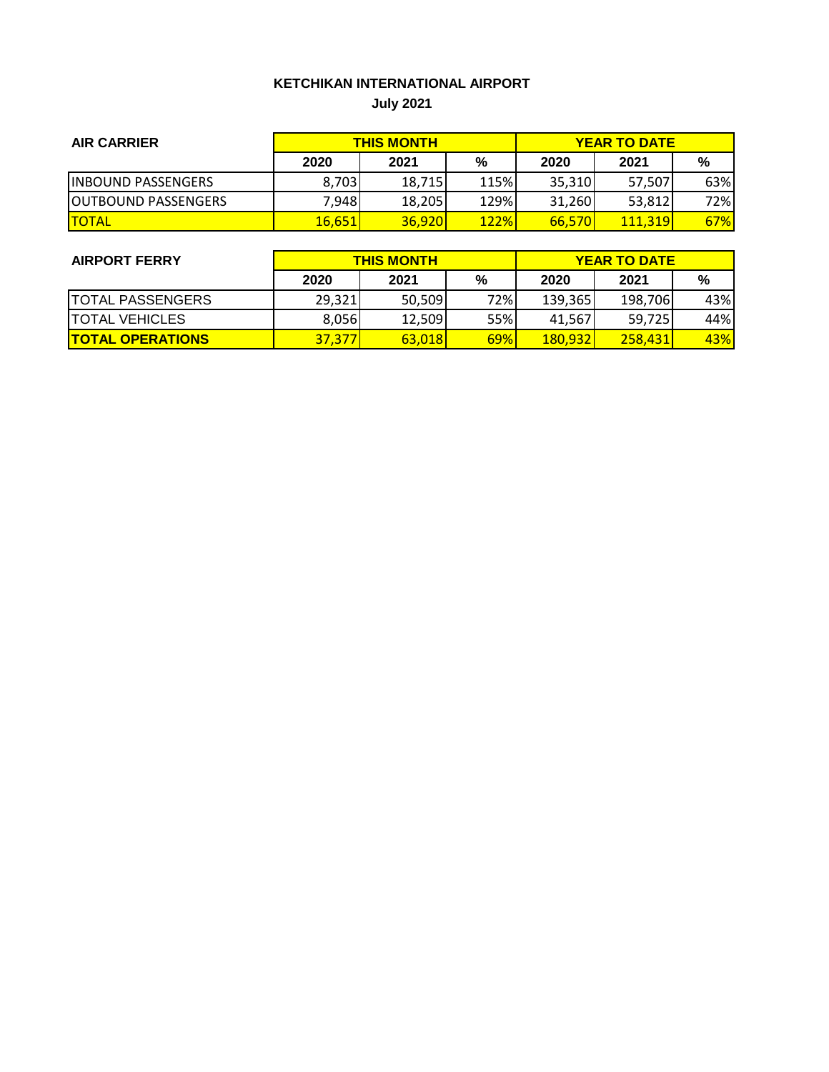**KETCHIKAN INTERNATIONAL AIRPORT**

**July 2021**

| AIR CARRIER | THIS MONTH | | | YEAR TO DATE | | |
|---|---|---|---|---|---|---|
| | 2020 | 2021 | % | 2020 | 2021 | % |
| INBOUND PASSENGERS | 8,703 | 18,715 | 115% | 35,310 | 57,507 | 63% |
| OUTBOUND PASSENGERS | 7,948 | 18,205 | 129% | 31,260 | 53,812 | 72% |
| TOTAL | 16,651 | 36,920 | 122% | 66,570 | 111,319 | 67% |

| AIRPORT FERRY | THIS MONTH | | | YEAR TO DATE | | |
|---|---|---|---|---|---|---|
| | 2020 | 2021 | % | 2020 | 2021 | % |
| TOTAL PASSENGERS | 29,321 | 50,509 | 72% | 139,365 | 198,706 | 43% |
| TOTAL VEHICLES | 8,056 | 12,509 | 55% | 41,567 | 59,725 | 44% |
| **TOTAL OPERATIONS** | 37,377 | 63,018 | 69% | 180,932 | 258,431 | 43% |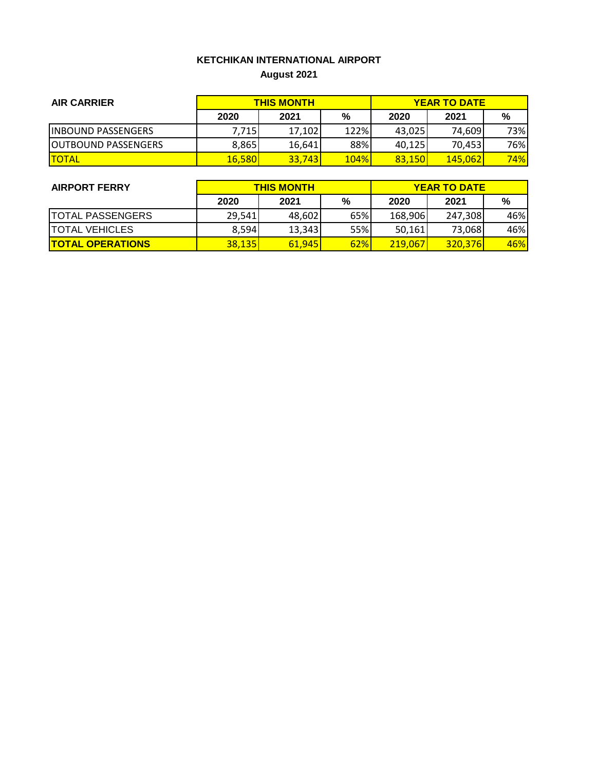**KETCHIKAN INTERNATIONAL AIRPORT**

**August 2021**

| AIR CARRIER | THIS MONTH | | | YEAR TO DATE | | |
|---|---|---|---|---|---|---|
| | 2020 | 2021 | % | 2020 | 2021 | % |
| INBOUND PASSENGERS | 7,715 | 17,102 | 122% | 43,025 | 74,609 | 73% |
| OUTBOUND PASSENGERS | 8,865 | 16,641 | 88% | 40,125 | 70,453 | 76% |
| TOTAL | 16,580 | 33,743 | 104% | 83,150 | 145,062 | 74% |

| AIRPORT FERRY | THIS MONTH | | | YEAR TO DATE | | |
|---|---|---|---|---|---|---|
| | 2020 | 2021 | % | 2020 | 2021 | % |
| TOTAL PASSENGERS | 29,541 | 48,602 | 65% | 168,906 | 247,308 | 46% |
| TOTAL VEHICLES | 8,594 | 13,343 | 55% | 50,161 | 73,068 | 46% |
| **TOTAL OPERATIONS** | 38,135 | 61,945 | 62% | 219,067 | 320,376 | 46% |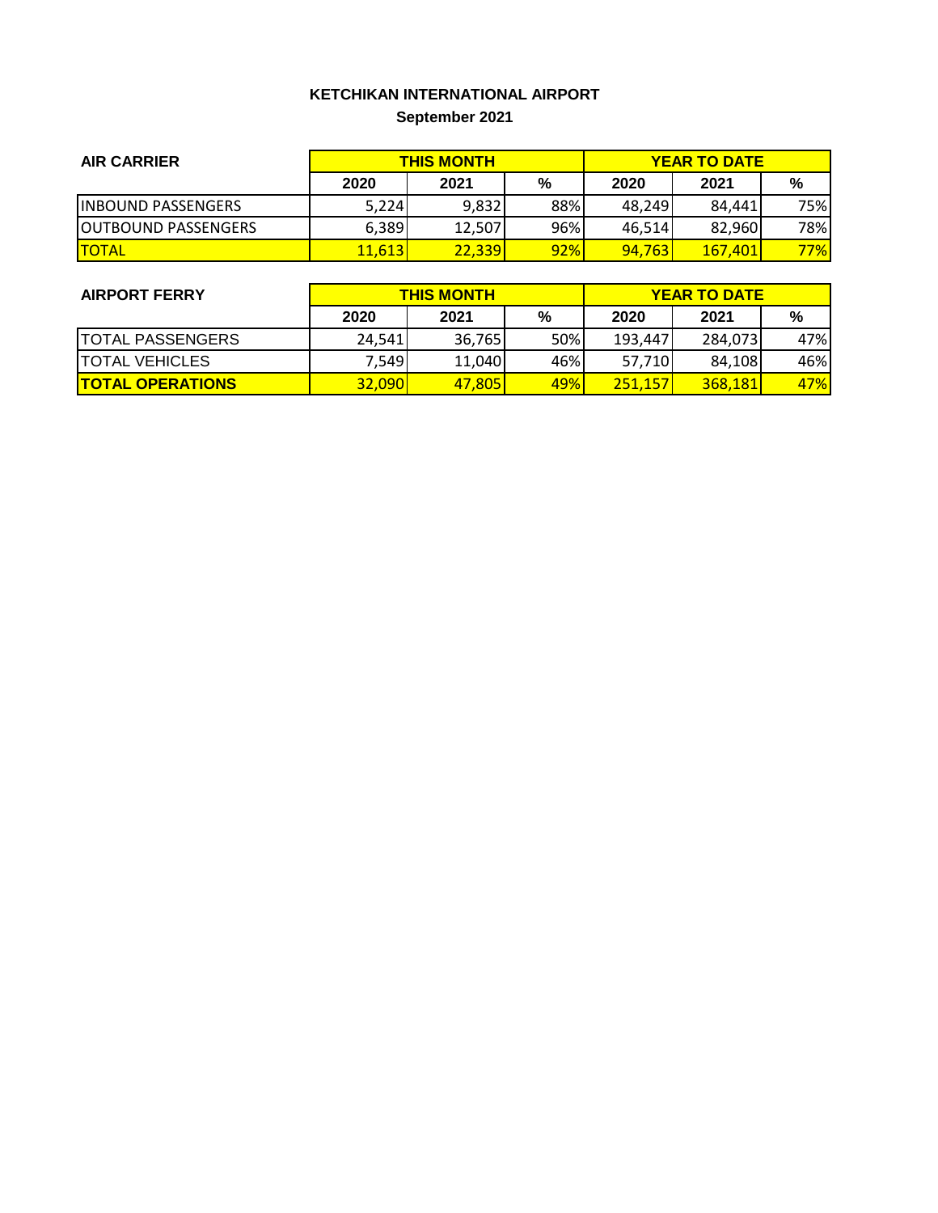# KETCHIKAN INTERNATIONAL AIRPORT

## September 2021

| AIR CARRIER | THIS MONTH | | | YEAR TO DATE | | |
|---|---|---|---|---|---|---|
| | 2020 | 2021 | % | 2020 | 2021 | % |
| INBOUND PASSENGERS | 5,224 | 9,832 | 88% | 48,249 | 84,441 | 75% |
| OUTBOUND PASSENGERS | 6,389 | 12,507 | 96% | 46,514 | 82,960 | 78% |
| TOTAL | 11,613 | 22,339 | 92% | 94,763 | 167,401 | 77% |

| AIRPORT FERRY | THIS MONTH | | | YEAR TO DATE | | |
|---|---|---|---|---|---|---|
| | 2020 | 2021 | % | 2020 | 2021 | % |
| TOTAL PASSENGERS | 24,541 | 36,765 | 50% | 193,447 | 284,073 | 47% |
| TOTAL VEHICLES | 7,549 | 11,040 | 46% | 57,710 | 84,108 | 46% |
| **TOTAL OPERATIONS** | 32,090 | 47,805 | 49% | 251,157 | 368,181 | 47% |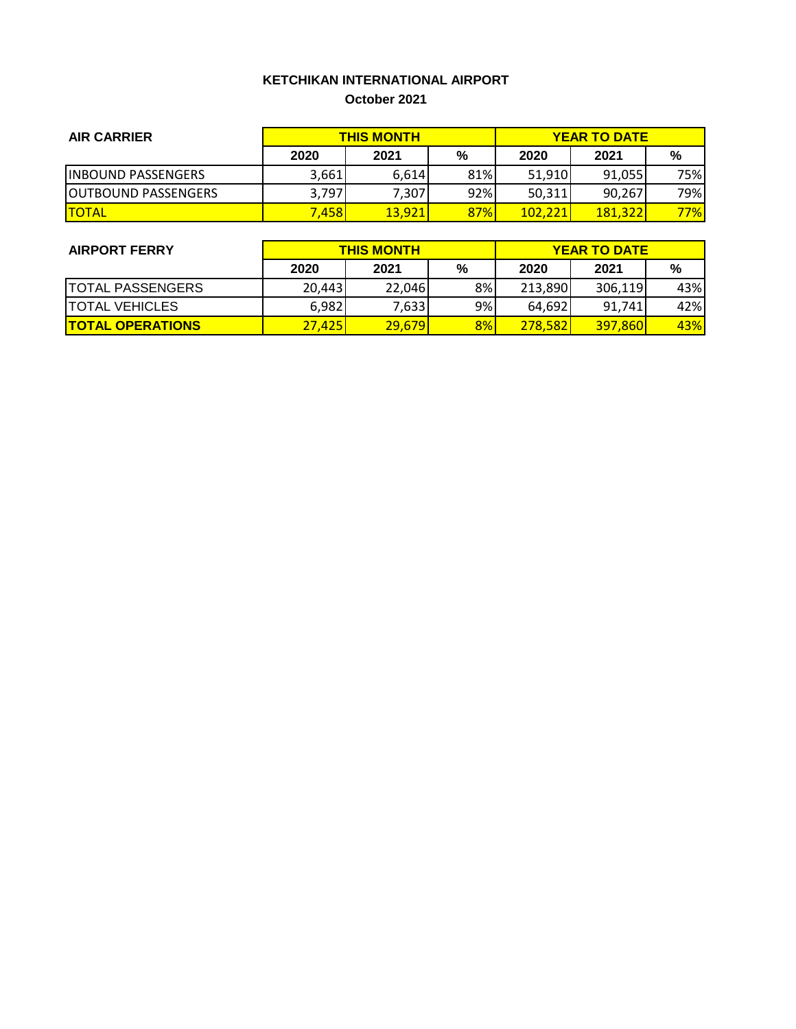**KETCHIKAN INTERNATIONAL AIRPORT**

**October 2021**

| AIR CARRIER | THIS MONTH | | | YEAR TO DATE | | |
|---|---|---|---|---|---|---|
| | 2020 | 2021 | % | 2020 | 2021 | % |
| INBOUND PASSENGERS | 3,661 | 6,614 | 81% | 51,910 | 91,055 | 75% |
| OUTBOUND PASSENGERS | 3,797 | 7,307 | 92% | 50,311 | 90,267 | 79% |
| TOTAL | 7,458 | 13,921 | 87% | 102,221 | 181,322 | 77% |

| AIRPORT FERRY | THIS MONTH | | | YEAR TO DATE | | |
|---|---|---|---|---|---|---|
| | 2020 | 2021 | % | 2020 | 2021 | % |
| TOTAL PASSENGERS | 20,443 | 22,046 | 8% | 213,890 | 306,119 | 43% |
| TOTAL VEHICLES | 6,982 | 7,633 | 9% | 64,692 | 91,741 | 42% |
| **TOTAL OPERATIONS** | 27,425 | 29,679 | 8% | 278,582 | 397,860 | 43% |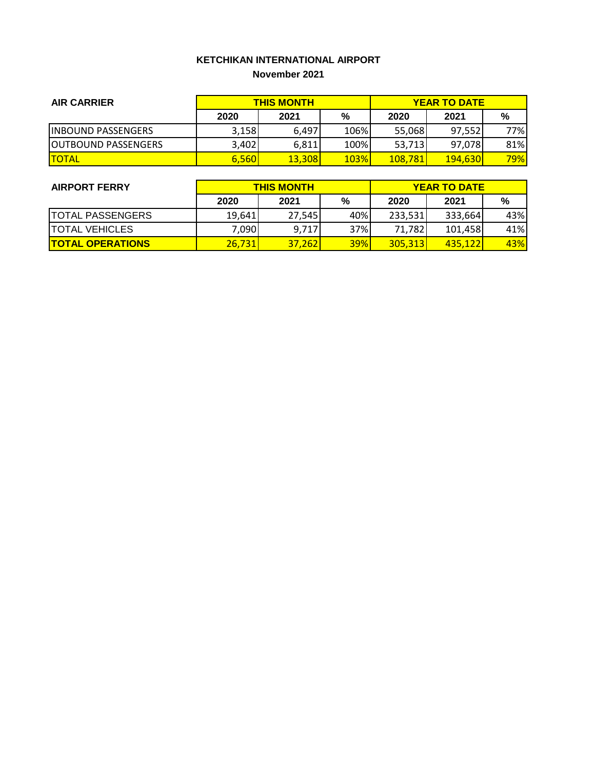**KETCHIKAN INTERNATIONAL AIRPORT**

**November 2021**

| AIR CARRIER | THIS MONTH | | | YEAR TO DATE | | |
|---|---|---|---|---|---|---|
| | 2020 | 2021 | % | 2020 | 2021 | % |
| INBOUND PASSENGERS | 3,158 | 6,497 | 106% | 55,068 | 97,552 | 77% |
| OUTBOUND PASSENGERS | 3,402 | 6,811 | 100% | 53,713 | 97,078 | 81% |
| TOTAL | 6,560 | 13,308 | 103% | 108,781 | 194,630 | 79% |

| AIRPORT FERRY | THIS MONTH | | | YEAR TO DATE | | |
|---|---|---|---|---|---|---|
| | 2020 | 2021 | % | 2020 | 2021 | % |
| TOTAL PASSENGERS | 19,641 | 27,545 | 40% | 233,531 | 333,664 | 43% |
| TOTAL VEHICLES | 7,090 | 9,717 | 37% | 71,782 | 101,458 | 41% |
| **TOTAL OPERATIONS** | 26,731 | 37,262 | 39% | 305,313 | 435,122 | 43% |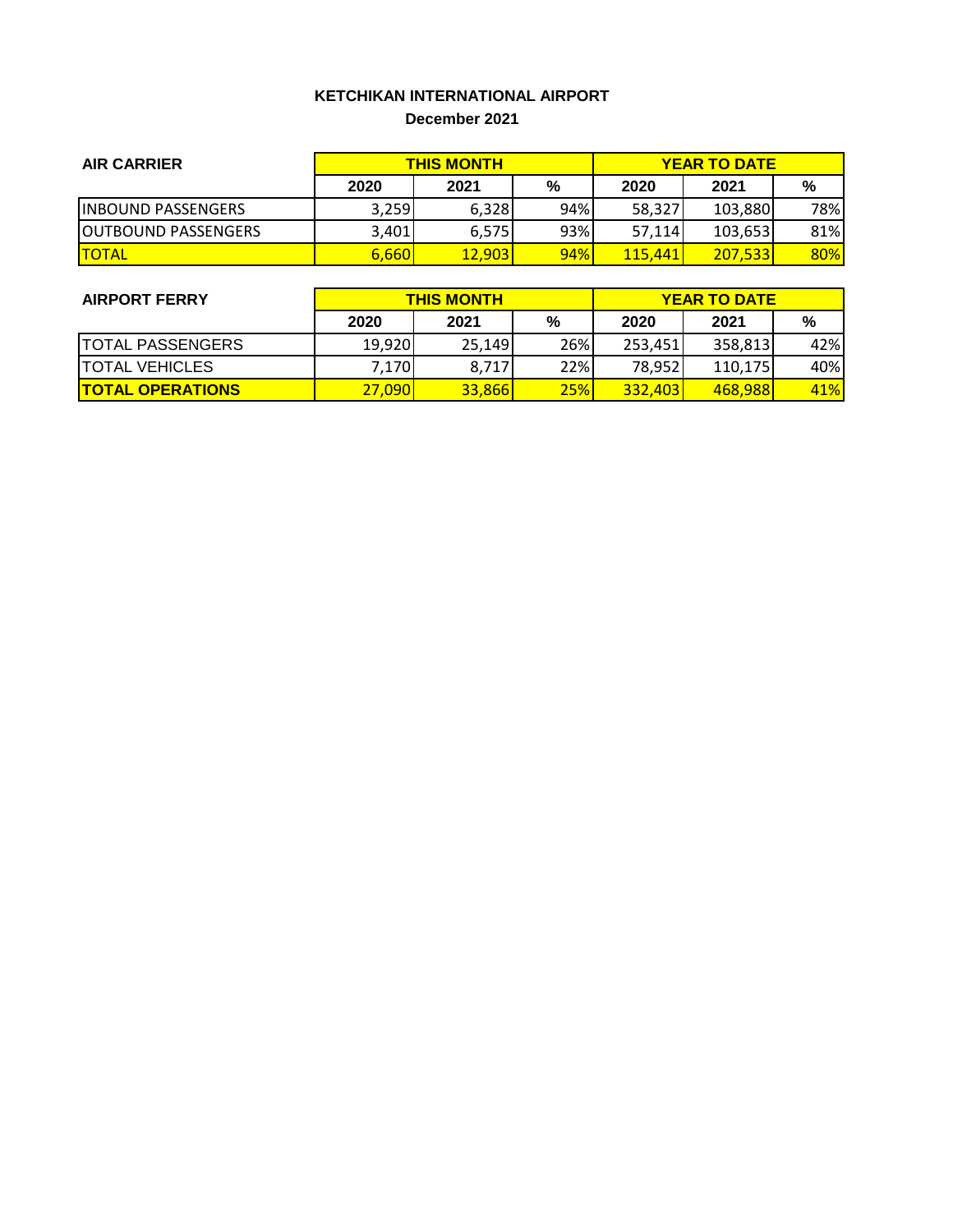**KETCHIKAN INTERNATIONAL AIRPORT**

**December 2021**

| AIR CARRIER | THIS MONTH | | | YEAR TO DATE | | |
|---|---|---|---|---|---|---|
| | 2020 | 2021 | % | 2020 | 2021 | % |
| INBOUND PASSENGERS | 3,259 | 6,328 | 94% | 58,327 | 103,880 | 78% |
| OUTBOUND PASSENGERS | 3,401 | 6,575 | 93% | 57,114 | 103,653 | 81% |
| TOTAL | 6,660 | 12,903 | 94% | 115,441 | 207,533 | 80% |

| AIRPORT FERRY | THIS MONTH | | | YEAR TO DATE | | |
|---|---|---|---|---|---|---|
| | 2020 | 2021 | % | 2020 | 2021 | % |
| TOTAL PASSENGERS | 19,920 | 25,149 | 26% | 253,451 | 358,813 | 42% |
| TOTAL VEHICLES | 7,170 | 8,717 | 22% | 78,952 | 110,175 | 40% |
| **TOTAL OPERATIONS** | 27,090 | 33,866 | 25% | 332,403 | 468,988 | 41% |